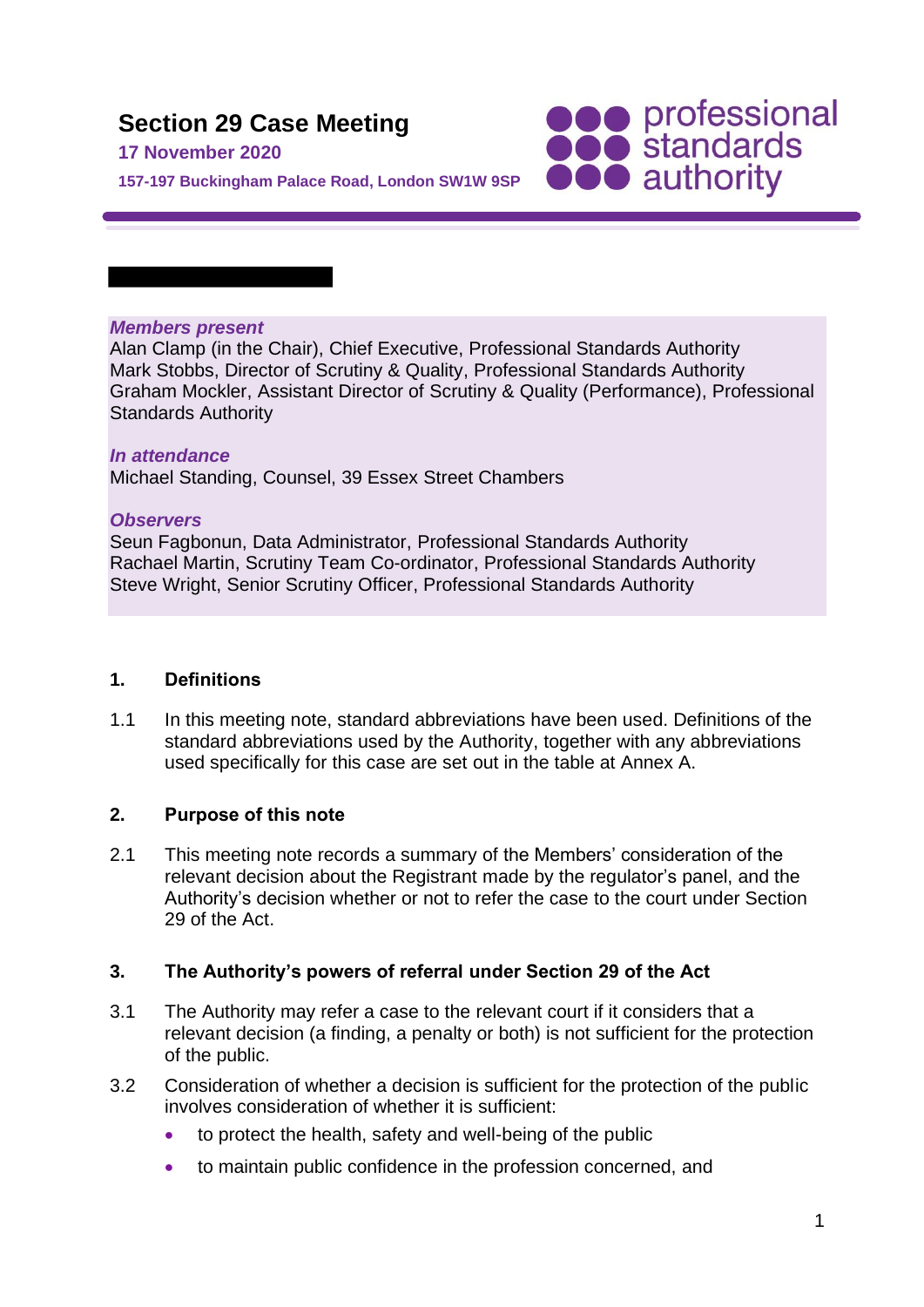# Section 29 Case Meeting

**17 November 2020**

**157-197 Buckingham Palace Road, London SW1W 9SP**

professional standards authority

***Members present***

Alan Clamp (in the Chair), Chief Executive, Professional Standards Authority
Mark Stobbs, Director of Scrutiny & Quality, Professional Standards Authority
Graham Mockler, Assistant Director of Scrutiny & Quality (Performance), Professional Standards Authority

***In attendance***

Michael Standing, Counsel, 39 Essex Street Chambers

***Observers***

Seun Fagbonun, Data Administrator, Professional Standards Authority
Rachael Martin, Scrutiny Team Co-ordinator, Professional Standards Authority
Steve Wright, Senior Scrutiny Officer, Professional Standards Authority

## 1. Definitions

1.1 In this meeting note, standard abbreviations have been used. Definitions of the standard abbreviations used by the Authority, together with any abbreviations used specifically for this case are set out in the table at Annex A.

## 2. Purpose of this note

2.1 This meeting note records a summary of the Members' consideration of the relevant decision about the Registrant made by the regulator's panel, and the Authority's decision whether or not to refer the case to the court under Section 29 of the Act.

## 3. The Authority's powers of referral under Section 29 of the Act

3.1 The Authority may refer a case to the relevant court if it considers that a relevant decision (a finding, a penalty or both) is not sufficient for the protection of the public.

3.2 Consideration of whether a decision is sufficient for the protection of the public involves consideration of whether it is sufficient:

- to protect the health, safety and well-being of the public
- to maintain public confidence in the profession concerned, and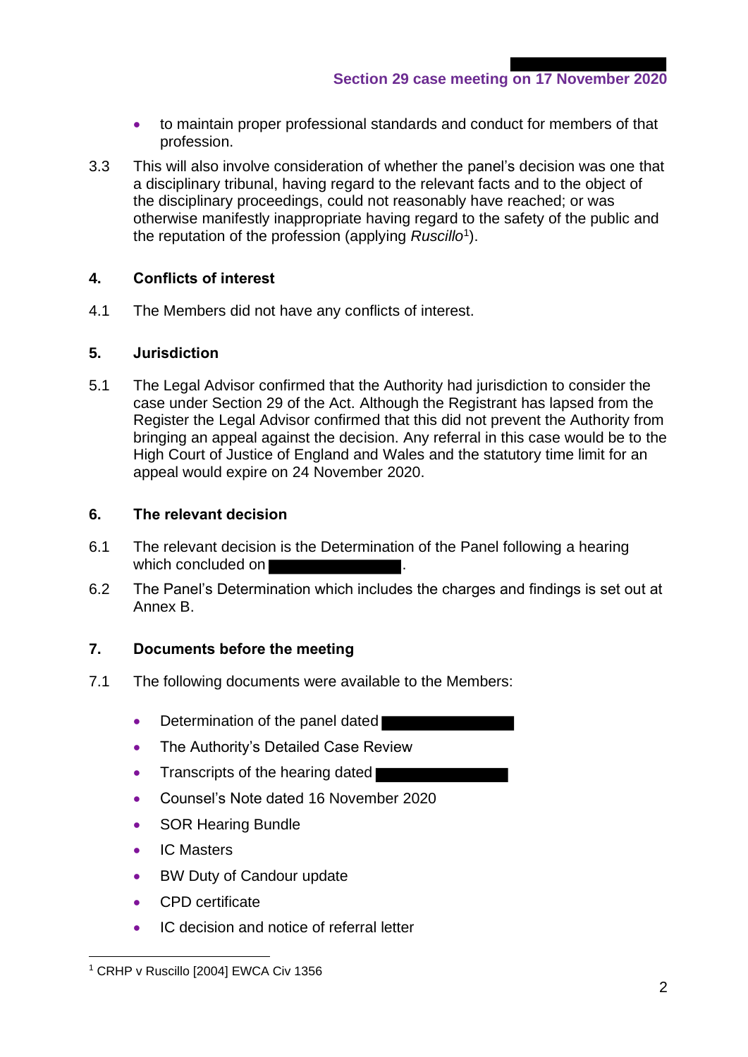- to maintain proper professional standards and conduct for members of that profession.

3.3 This will also involve consideration of whether the panel's decision was one that a disciplinary tribunal, having regard to the relevant facts and to the object of the disciplinary proceedings, could not reasonably have reached; or was otherwise manifestly inappropriate having regard to the safety of the public and the reputation of the profession (applying *Ruscillo*[1]).

## 4. Conflicts of interest

4.1 The Members did not have any conflicts of interest.

## 5. Jurisdiction

5.1 The Legal Advisor confirmed that the Authority had jurisdiction to consider the case under Section 29 of the Act. Although the Registrant has lapsed from the Register the Legal Advisor confirmed that this did not prevent the Authority from bringing an appeal against the decision. Any referral in this case would be to the High Court of Justice of England and Wales and the statutory time limit for an appeal would expire on 24 November 2020.

## 6. The relevant decision

6.1 The relevant decision is the Determination of the Panel following a hearing which concluded on [REDACTED].

6.2 The Panel's Determination which includes the charges and findings is set out at Annex B.

## 7. Documents before the meeting

7.1 The following documents were available to the Members:

- Determination of the panel dated [REDACTED]
- The Authority's Detailed Case Review
- Transcripts of the hearing dated [REDACTED]
- Counsel's Note dated 16 November 2020
- SOR Hearing Bundle
- IC Masters
- BW Duty of Candour update
- CPD certificate
- IC decision and notice of referral letter

---

[1] CRHP v Ruscillo [2004] EWCA Civ 1356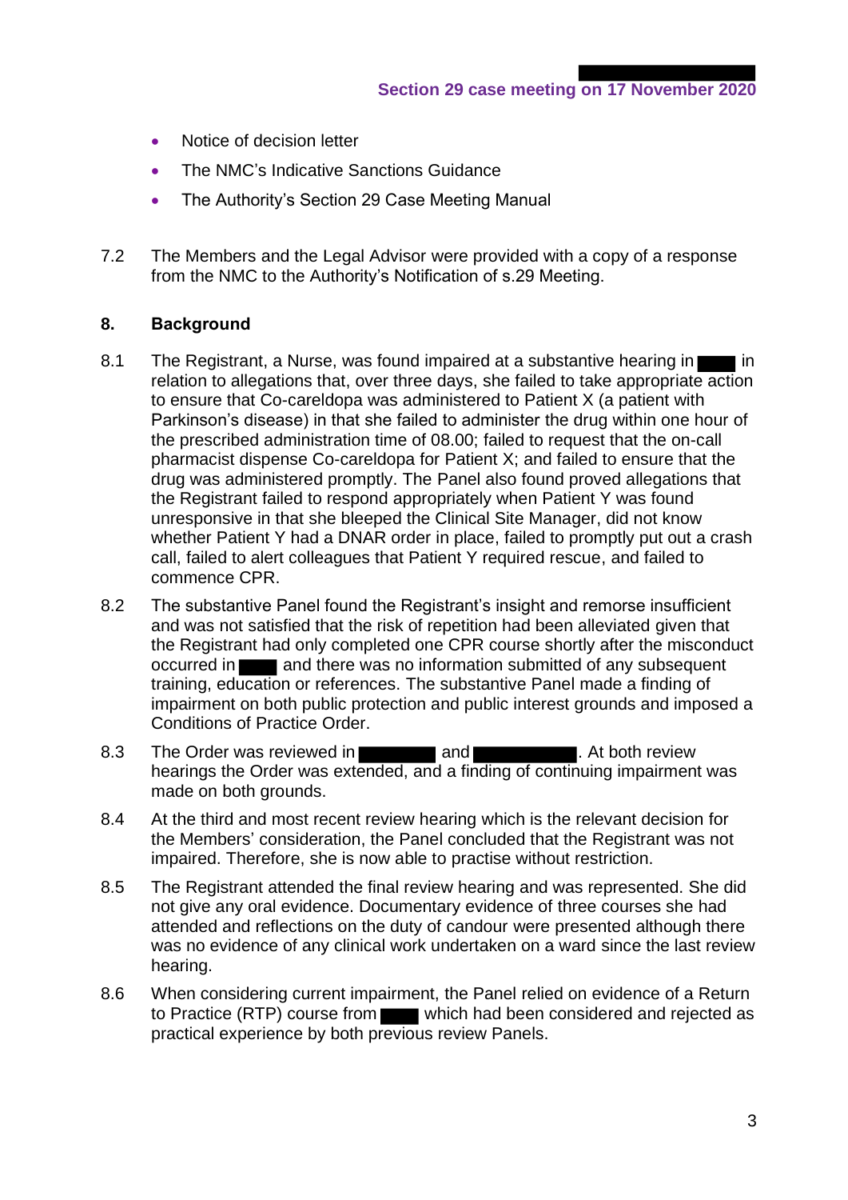- Notice of decision letter
- The NMC's Indicative Sanctions Guidance
- The Authority's Section 29 Case Meeting Manual

7.2 The Members and the Legal Advisor were provided with a copy of a response from the NMC to the Authority's Notification of s.29 Meeting.

## 8. Background

8.1 The Registrant, a Nurse, was found impaired at a substantive hearing in ████ in relation to allegations that, over three days, she failed to take appropriate action to ensure that Co-careldopa was administered to Patient X (a patient with Parkinson's disease) in that she failed to administer the drug within one hour of the prescribed administration time of 08.00; failed to request that the on-call pharmacist dispense Co-careldopa for Patient X; and failed to ensure that the drug was administered promptly. The Panel also found proved allegations that the Registrant failed to respond appropriately when Patient Y was found unresponsive in that she bleeped the Clinical Site Manager, did not know whether Patient Y had a DNAR order in place, failed to promptly put out a crash call, failed to alert colleagues that Patient Y required rescue, and failed to commence CPR.

8.2 The substantive Panel found the Registrant's insight and remorse insufficient and was not satisfied that the risk of repetition had been alleviated given that the Registrant had only completed one CPR course shortly after the misconduct occurred in ████ and there was no information submitted of any subsequent training, education or references. The substantive Panel made a finding of impairment on both public protection and public interest grounds and imposed a Conditions of Practice Order.

8.3 The Order was reviewed in ████████ and ██████████. At both review hearings the Order was extended, and a finding of continuing impairment was made on both grounds.

8.4 At the third and most recent review hearing which is the relevant decision for the Members' consideration, the Panel concluded that the Registrant was not impaired. Therefore, she is now able to practise without restriction.

8.5 The Registrant attended the final review hearing and was represented. She did not give any oral evidence. Documentary evidence of three courses she had attended and reflections on the duty of candour were presented although there was no evidence of any clinical work undertaken on a ward since the last review hearing.

8.6 When considering current impairment, the Panel relied on evidence of a Return to Practice (RTP) course from ████ which had been considered and rejected as practical experience by both previous review Panels.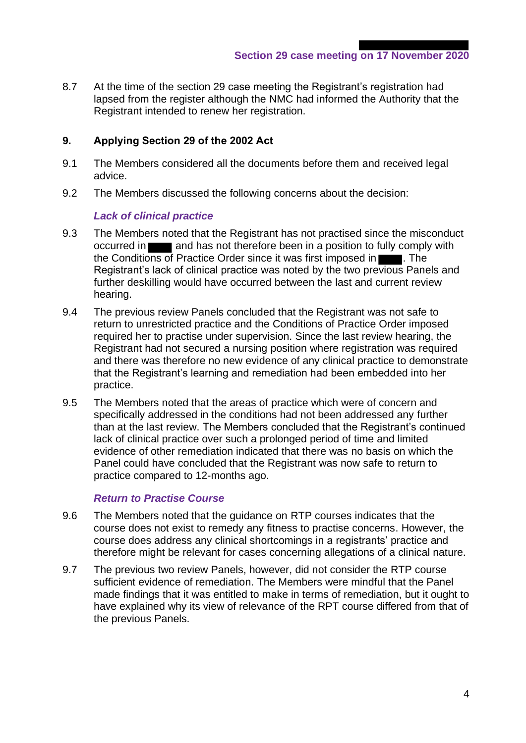8.7 At the time of the section 29 case meeting the Registrant's registration had lapsed from the register although the NMC had informed the Authority that the Registrant intended to renew her registration.

## 9. Applying Section 29 of the 2002 Act

9.1 The Members considered all the documents before them and received legal advice.

9.2 The Members discussed the following concerns about the decision:

***Lack of clinical practice***

9.3 The Members noted that the Registrant has not practised since the misconduct occurred in ███ and has not therefore been in a position to fully comply with the Conditions of Practice Order since it was first imposed in ███. The Registrant's lack of clinical practice was noted by the two previous Panels and further deskilling would have occurred between the last and current review hearing.

9.4 The previous review Panels concluded that the Registrant was not safe to return to unrestricted practice and the Conditions of Practice Order imposed required her to practise under supervision. Since the last review hearing, the Registrant had not secured a nursing position where registration was required and there was therefore no new evidence of any clinical practice to demonstrate that the Registrant's learning and remediation had been embedded into her practice.

9.5 The Members noted that the areas of practice which were of concern and specifically addressed in the conditions had not been addressed any further than at the last review. The Members concluded that the Registrant's continued lack of clinical practice over such a prolonged period of time and limited evidence of other remediation indicated that there was no basis on which the Panel could have concluded that the Registrant was now safe to return to practice compared to 12-months ago.

***Return to Practise Course***

9.6 The Members noted that the guidance on RTP courses indicates that the course does not exist to remedy any fitness to practise concerns. However, the course does address any clinical shortcomings in a registrants' practice and therefore might be relevant for cases concerning allegations of a clinical nature.

9.7 The previous two review Panels, however, did not consider the RTP course sufficient evidence of remediation. The Members were mindful that the Panel made findings that it was entitled to make in terms of remediation, but it ought to have explained why its view of relevance of the RPT course differed from that of the previous Panels.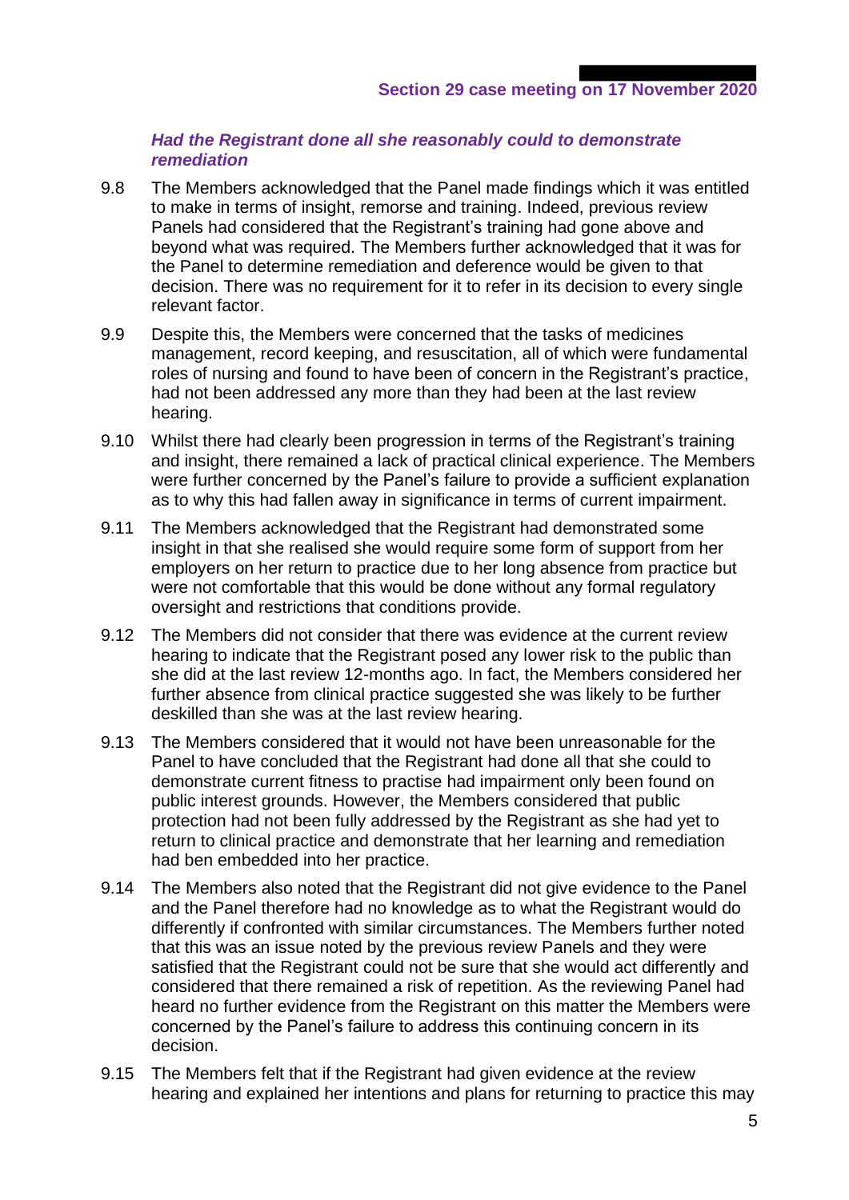### *Had the Registrant done all she reasonably could to demonstrate remediation*

9.8 The Members acknowledged that the Panel made findings which it was entitled to make in terms of insight, remorse and training. Indeed, previous review Panels had considered that the Registrant's training had gone above and beyond what was required. The Members further acknowledged that it was for the Panel to determine remediation and deference would be given to that decision. There was no requirement for it to refer in its decision to every single relevant factor.

9.9 Despite this, the Members were concerned that the tasks of medicines management, record keeping, and resuscitation, all of which were fundamental roles of nursing and found to have been of concern in the Registrant's practice, had not been addressed any more than they had been at the last review hearing.

9.10 Whilst there had clearly been progression in terms of the Registrant's training and insight, there remained a lack of practical clinical experience. The Members were further concerned by the Panel's failure to provide a sufficient explanation as to why this had fallen away in significance in terms of current impairment.

9.11 The Members acknowledged that the Registrant had demonstrated some insight in that she realised she would require some form of support from her employers on her return to practice due to her long absence from practice but were not comfortable that this would be done without any formal regulatory oversight and restrictions that conditions provide.

9.12 The Members did not consider that there was evidence at the current review hearing to indicate that the Registrant posed any lower risk to the public than she did at the last review 12-months ago. In fact, the Members considered her further absence from clinical practice suggested she was likely to be further deskilled than she was at the last review hearing.

9.13 The Members considered that it would not have been unreasonable for the Panel to have concluded that the Registrant had done all that she could to demonstrate current fitness to practise had impairment only been found on public interest grounds. However, the Members considered that public protection had not been fully addressed by the Registrant as she had yet to return to clinical practice and demonstrate that her learning and remediation had ben embedded into her practice.

9.14 The Members also noted that the Registrant did not give evidence to the Panel and the Panel therefore had no knowledge as to what the Registrant would do differently if confronted with similar circumstances. The Members further noted that this was an issue noted by the previous review Panels and they were satisfied that the Registrant could not be sure that she would act differently and considered that there remained a risk of repetition. As the reviewing Panel had heard no further evidence from the Registrant on this matter the Members were concerned by the Panel's failure to address this continuing concern in its decision.

9.15 The Members felt that if the Registrant had given evidence at the review hearing and explained her intentions and plans for returning to practice this may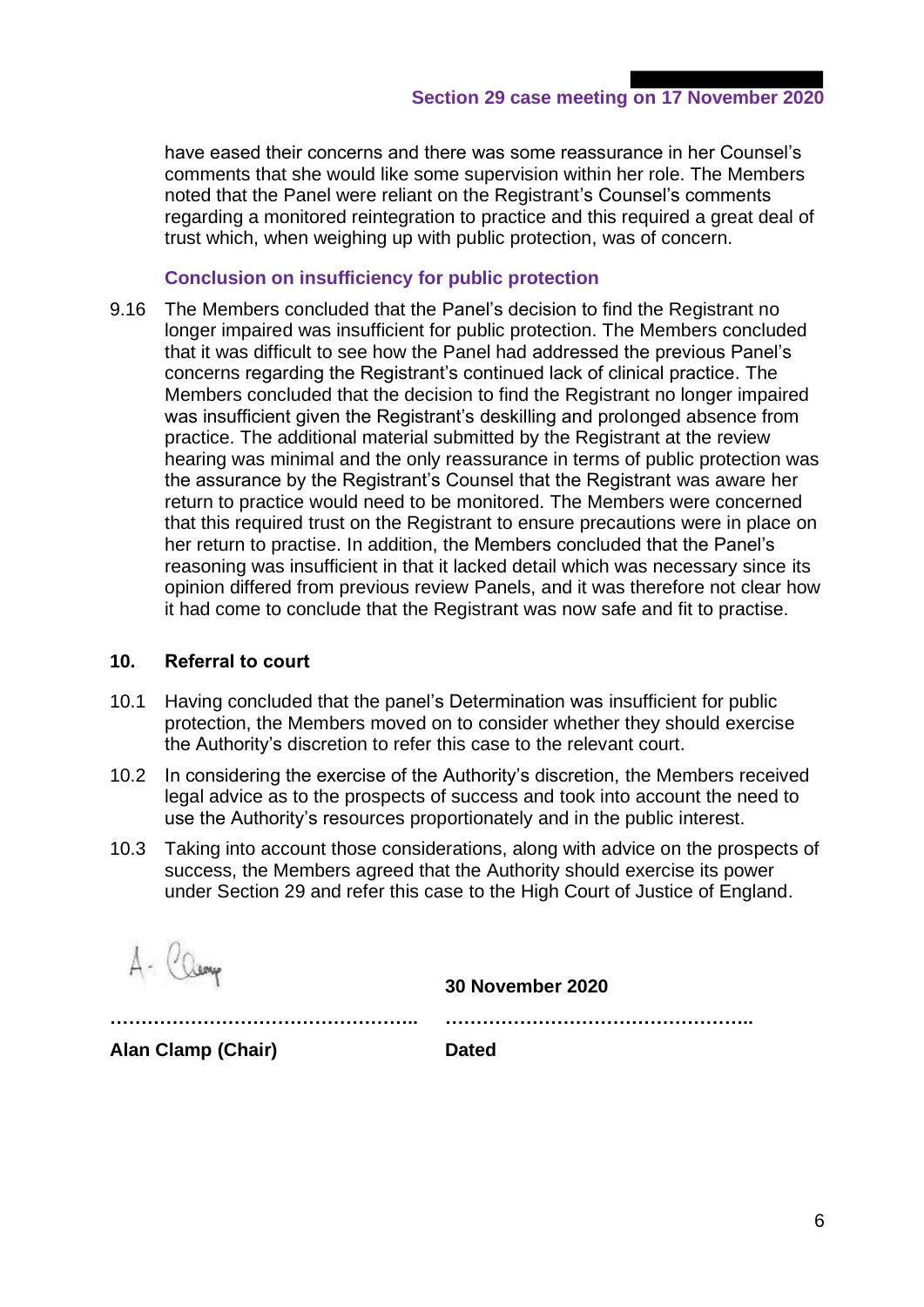have eased their concerns and there was some reassurance in her Counsel's comments that she would like some supervision within her role. The Members noted that the Panel were reliant on the Registrant's Counsel's comments regarding a monitored reintegration to practice and this required a great deal of trust which, when weighing up with public protection, was of concern.

### Conclusion on insufficiency for public protection

9.16 The Members concluded that the Panel's decision to find the Registrant no longer impaired was insufficient for public protection. The Members concluded that it was difficult to see how the Panel had addressed the previous Panel's concerns regarding the Registrant's continued lack of clinical practice. The Members concluded that the decision to find the Registrant no longer impaired was insufficient given the Registrant's deskilling and prolonged absence from practice. The additional material submitted by the Registrant at the review hearing was minimal and the only reassurance in terms of public protection was the assurance by the Registrant's Counsel that the Registrant was aware her return to practice would need to be monitored. The Members were concerned that this required trust on the Registrant to ensure precautions were in place on her return to practise. In addition, the Members concluded that the Panel's reasoning was insufficient in that it lacked detail which was necessary since its opinion differed from previous review Panels, and it was therefore not clear how it had come to conclude that the Registrant was now safe and fit to practise.

## 10. Referral to court

10.1 Having concluded that the panel's Determination was insufficient for public protection, the Members moved on to consider whether they should exercise the Authority's discretion to refer this case to the relevant court.

10.2 In considering the exercise of the Authority's discretion, the Members received legal advice as to the prospects of success and took into account the need to use the Authority's resources proportionately and in the public interest.

10.3 Taking into account those considerations, along with advice on the prospects of success, the Members agreed that the Authority should exercise its power under Section 29 and refer this case to the High Court of Justice of England.

A. Clamp

……………………………………………..

**Alan Clamp (Chair)**

**30 November 2020**

……………………………………………..

**Dated**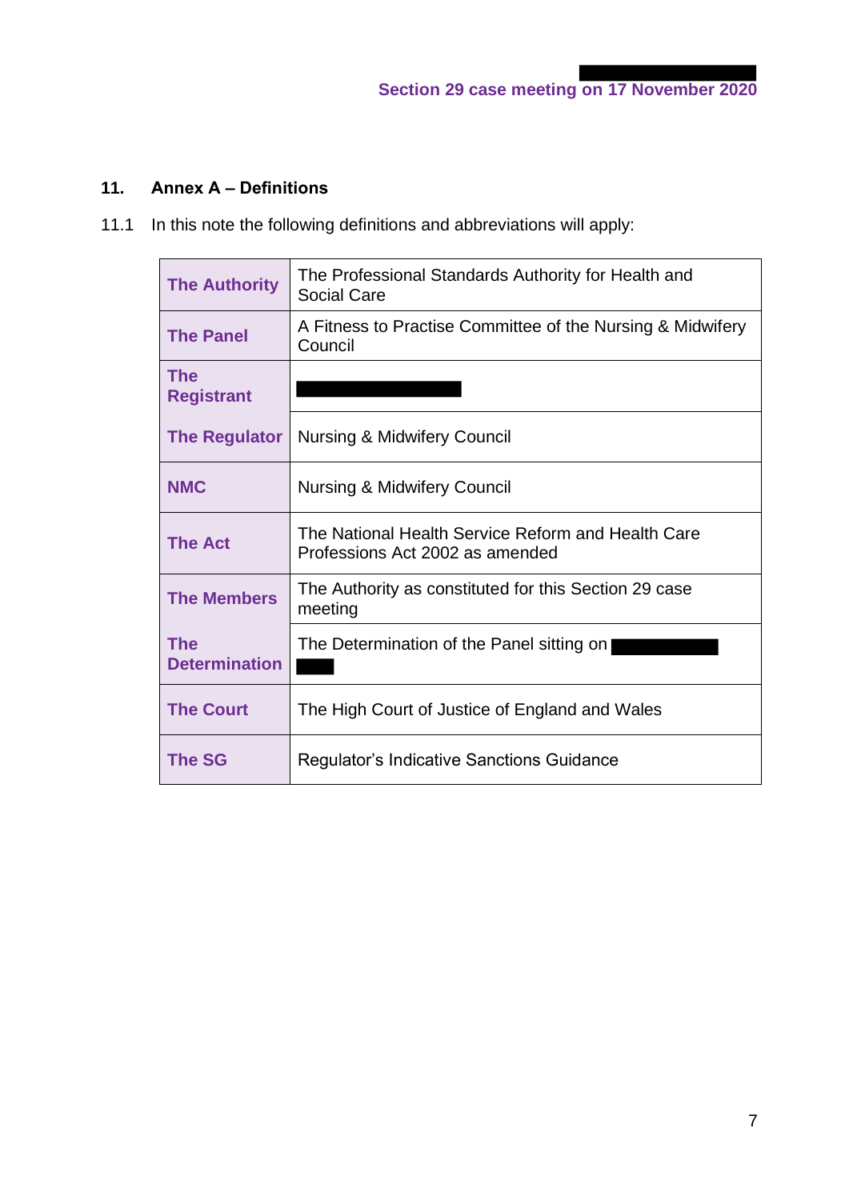## 11. Annex A – Definitions

11.1 In this note the following definitions and abbreviations will apply:

| | |
|---|---|
| **The Authority** | The Professional Standards Authority for Health and Social Care |
| **The Panel** | A Fitness to Practise Committee of the Nursing & Midwifery Council |
| **The Registrant** | |
| **The Regulator** | Nursing & Midwifery Council |
| **NMC** | Nursing & Midwifery Council |
| **The Act** | The National Health Service Reform and Health Care Professions Act 2002 as amended |
| **The Members** | The Authority as constituted for this Section 29 case meeting |
| **The Determination** | The Determination of the Panel sitting on |
| **The Court** | The High Court of Justice of England and Wales |
| **The SG** | Regulator's Indicative Sanctions Guidance |